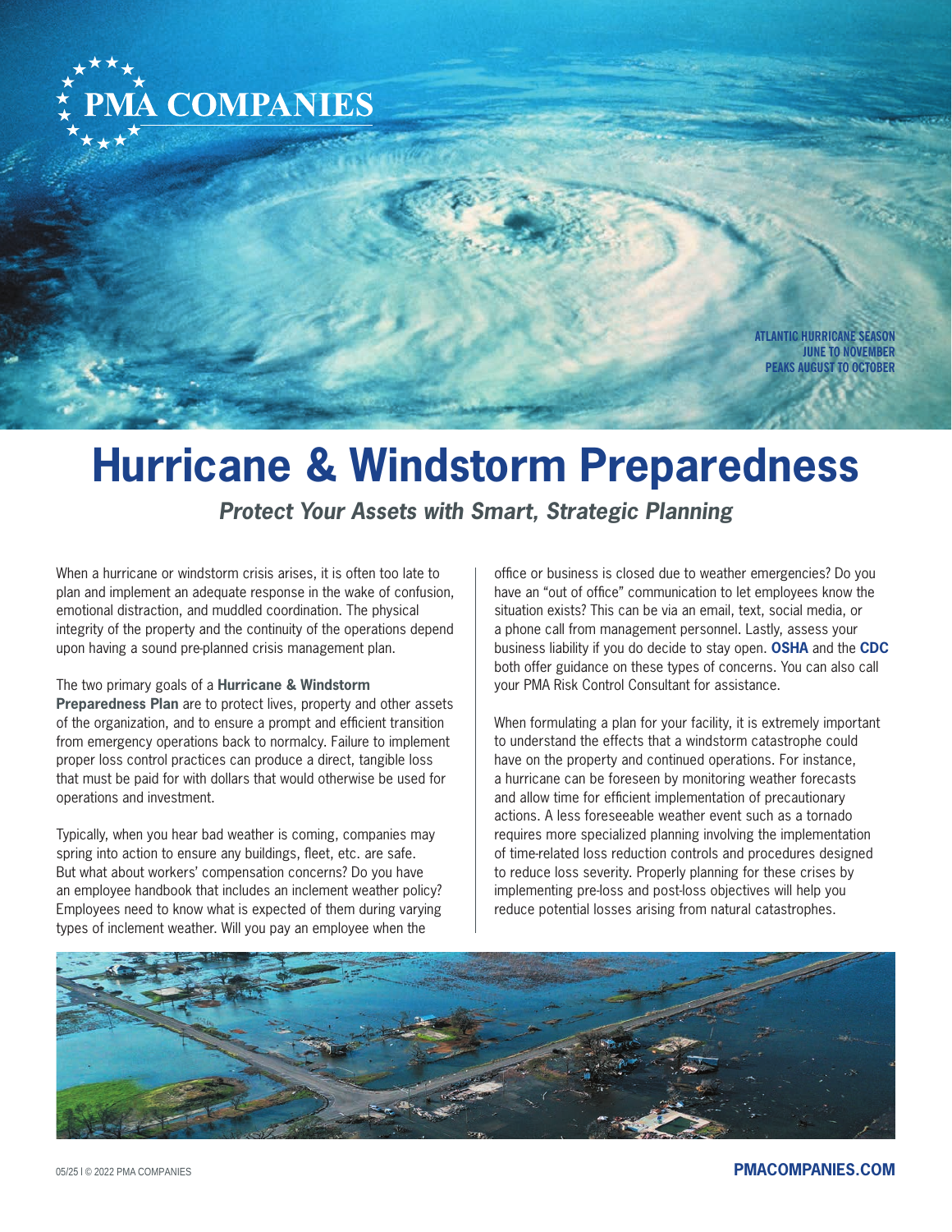ATLANTIC HURRICANE SEASON
JUNE TO NOVEMBER
PEAKS AUGUST TO OCTOBER

# Hurricane & Windstorm Preparedness

### *Protect Your Assets with Smart, Strategic Planning*

When a hurricane or windstorm crisis arises, it is often too late to plan and implement an adequate response in the wake of confusion, emotional distraction, and muddled coordination. The physical integrity of the property and the continuity of the operations depend upon having a sound pre-planned crisis management plan.

The two primary goals of a **Hurricane & Windstorm Preparedness Plan** are to protect lives, property and other assets of the organization, and to ensure a prompt and efficient transition from emergency operations back to normalcy. Failure to implement proper loss control practices can produce a direct, tangible loss that must be paid for with dollars that would otherwise be used for operations and investment.

Typically, when you hear bad weather is coming, companies may spring into action to ensure any buildings, fleet, etc. are safe. But what about workers' compensation concerns? Do you have an employee handbook that includes an inclement weather policy? Employees need to know what is expected of them during varying types of inclement weather. Will you pay an employee when the office or business is closed due to weather emergencies? Do you have an "out of office" communication to let employees know the situation exists? This can be via an email, text, social media, or a phone call from management personnel. Lastly, assess your business liability if you do decide to stay open. **OSHA** and the **CDC** both offer guidance on these types of concerns. You can also call your PMA Risk Control Consultant for assistance.

When formulating a plan for your facility, it is extremely important to understand the effects that a windstorm catastrophe could have on the property and continued operations. For instance, a hurricane can be foreseen by monitoring weather forecasts and allow time for efficient implementation of precautionary actions. A less foreseeable weather event such as a tornado requires more specialized planning involving the implementation of time-related loss reduction controls and procedures designed to reduce loss severity. Properly planning for these crises by implementing pre-loss and post-loss objectives will help you reduce potential losses arising from natural catastrophes.

05/25 I © 2022 PMA COMPANIES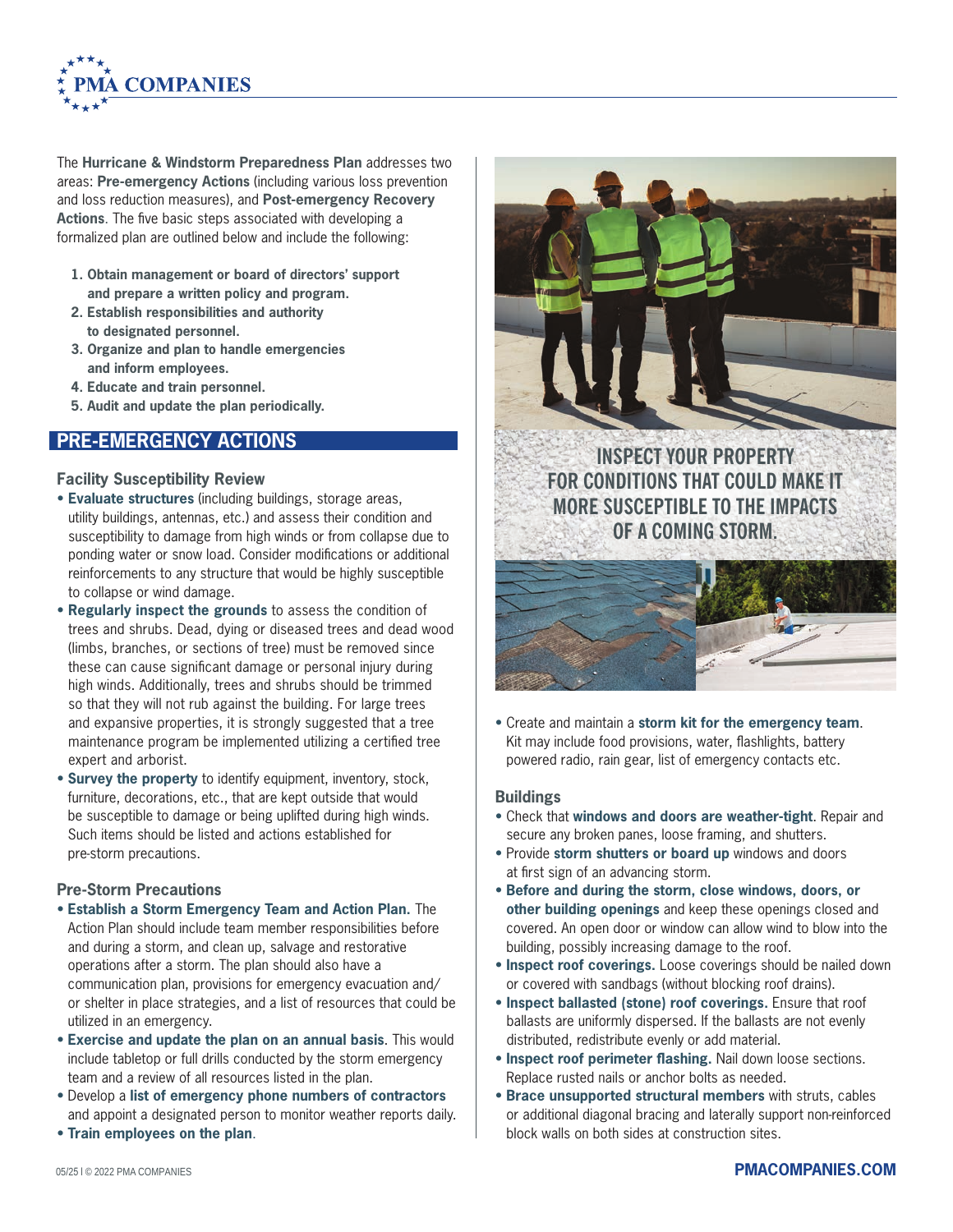The **Hurricane & Windstorm Preparedness Plan** addresses two areas: **Pre-emergency Actions** (including various loss prevention and loss reduction measures), and **Post-emergency Recovery Actions**. The five basic steps associated with developing a formalized plan are outlined below and include the following:

1. **Obtain management or board of directors' support and prepare a written policy and program.**
2. **Establish responsibilities and authority to designated personnel.**
3. **Organize and plan to handle emergencies and inform employees.**
4. **Educate and train personnel.**
5. **Audit and update the plan periodically.**

## PRE-EMERGENCY ACTIONS

### Facility Susceptibility Review

- **Evaluate structures** (including buildings, storage areas, utility buildings, antennas, etc.) and assess their condition and susceptibility to damage from high winds or from collapse due to ponding water or snow load. Consider modifications or additional reinforcements to any structure that would be highly susceptible to collapse or wind damage.
- **Regularly inspect the grounds** to assess the condition of trees and shrubs. Dead, dying or diseased trees and dead wood (limbs, branches, or sections of tree) must be removed since these can cause significant damage or personal injury during high winds. Additionally, trees and shrubs should be trimmed so that they will not rub against the building. For large trees and expansive properties, it is strongly suggested that a tree maintenance program be implemented utilizing a certified tree expert and arborist.
- **Survey the property** to identify equipment, inventory, stock, furniture, decorations, etc., that are kept outside that would be susceptible to damage or being uplifted during high winds. Such items should be listed and actions established for pre-storm precautions.

### Pre-Storm Precautions

- **Establish a Storm Emergency Team and Action Plan.** The Action Plan should include team member responsibilities before and during a storm, and clean up, salvage and restorative operations after a storm. The plan should also have a communication plan, provisions for emergency evacuation and/or shelter in place strategies, and a list of resources that could be utilized in an emergency.
- **Exercise and update the plan on an annual basis**. This would include tabletop or full drills conducted by the storm emergency team and a review of all resources listed in the plan.
- Develop a **list of emergency phone numbers of contractors** and appoint a designated person to monitor weather reports daily.
- **Train employees on the plan**.

INSPECT YOUR PROPERTY FOR CONDITIONS THAT COULD MAKE IT MORE SUSCEPTIBLE TO THE IMPACTS OF A COMING STORM.

- Create and maintain a **storm kit for the emergency team**. Kit may include food provisions, water, flashlights, battery powered radio, rain gear, list of emergency contacts etc.

### Buildings

- Check that **windows and doors are weather-tight**. Repair and secure any broken panes, loose framing, and shutters.
- Provide **storm shutters or board up** windows and doors at first sign of an advancing storm.
- **Before and during the storm, close windows, doors, or other building openings** and keep these openings closed and covered. An open door or window can allow wind to blow into the building, possibly increasing damage to the roof.
- **Inspect roof coverings.** Loose coverings should be nailed down or covered with sandbags (without blocking roof drains).
- **Inspect ballasted (stone) roof coverings.** Ensure that roof ballasts are uniformly dispersed. If the ballasts are not evenly distributed, redistribute evenly or add material.
- **Inspect roof perimeter flashing.** Nail down loose sections. Replace rusted nails or anchor bolts as needed.
- **Brace unsupported structural members** with struts, cables or additional diagonal bracing and laterally support non-reinforced block walls on both sides at construction sites.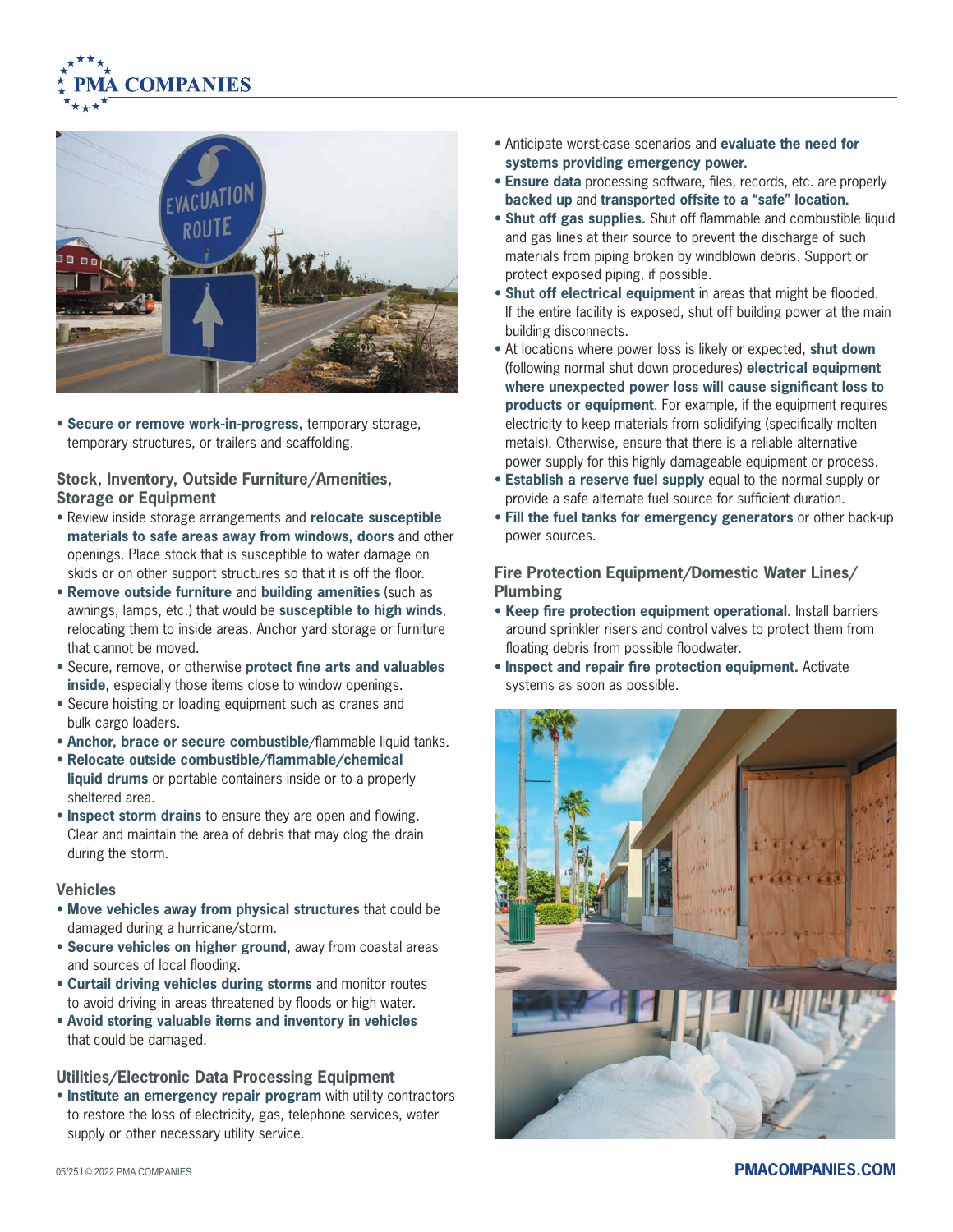- **Secure or remove work-in-progress,** temporary storage, temporary structures, or trailers and scaffolding.

### Stock, Inventory, Outside Furniture/Amenities, Storage or Equipment

- Review inside storage arrangements and **relocate susceptible materials to safe areas away from windows, doors** and other openings. Place stock that is susceptible to water damage on skids or on other support structures so that it is off the floor.
- **Remove outside furniture** and **building amenities** (such as awnings, lamps, etc.) that would be **susceptible to high winds**, relocating them to inside areas. Anchor yard storage or furniture that cannot be moved.
- Secure, remove, or otherwise **protect fine arts and valuables inside**, especially those items close to window openings.
- Secure hoisting or loading equipment such as cranes and bulk cargo loaders.
- **Anchor, brace or secure combustible**/flammable liquid tanks.
- **Relocate outside combustible/flammable/chemical liquid drums** or portable containers inside or to a properly sheltered area.
- **Inspect storm drains** to ensure they are open and flowing. Clear and maintain the area of debris that may clog the drain during the storm.

### Vehicles

- **Move vehicles away from physical structures** that could be damaged during a hurricane/storm.
- **Secure vehicles on higher ground**, away from coastal areas and sources of local flooding.
- **Curtail driving vehicles during storms** and monitor routes to avoid driving in areas threatened by floods or high water.
- **Avoid storing valuable items and inventory in vehicles** that could be damaged.

### Utilities/Electronic Data Processing Equipment

- **Institute an emergency repair program** with utility contractors to restore the loss of electricity, gas, telephone services, water supply or other necessary utility service.
- Anticipate worst-case scenarios and **evaluate the need for systems providing emergency power.**
- **Ensure data** processing software, files, records, etc. are properly **backed up** and **transported offsite to a "safe" location.**
- **Shut off gas supplies.** Shut off flammable and combustible liquid and gas lines at their source to prevent the discharge of such materials from piping broken by windblown debris. Support or protect exposed piping, if possible.
- **Shut off electrical equipment** in areas that might be flooded. If the entire facility is exposed, shut off building power at the main building disconnects.
- At locations where power loss is likely or expected, **shut down** (following normal shut down procedures) **electrical equipment where unexpected power loss will cause significant loss to products or equipment**. For example, if the equipment requires electricity to keep materials from solidifying (specifically molten metals). Otherwise, ensure that there is a reliable alternative power supply for this highly damageable equipment or process.
- **Establish a reserve fuel supply** equal to the normal supply or provide a safe alternate fuel source for sufficient duration.
- **Fill the fuel tanks for emergency generators** or other back-up power sources.

### Fire Protection Equipment/Domestic Water Lines/Plumbing

- **Keep fire protection equipment operational.** Install barriers around sprinkler risers and control valves to protect them from floating debris from possible floodwater.
- **Inspect and repair fire protection equipment.** Activate systems as soon as possible.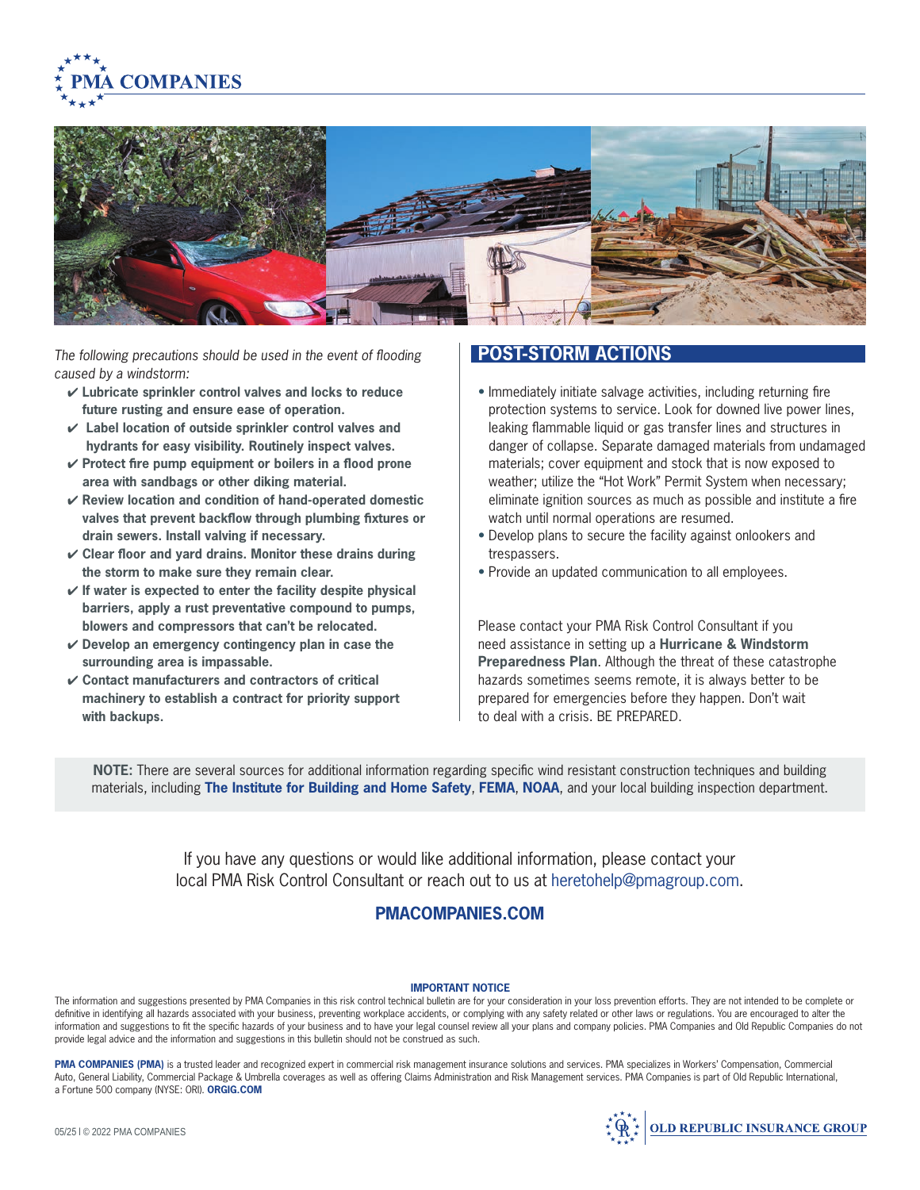*The following precautions should be used in the event of flooding caused by a windstorm:*

- ✔ **Lubricate sprinkler control valves and locks to reduce future rusting and ensure ease of operation.**
- ✔ **Label location of outside sprinkler control valves and hydrants for easy visibility. Routinely inspect valves.**
- ✔ **Protect fire pump equipment or boilers in a flood prone area with sandbags or other diking material.**
- ✔ **Review location and condition of hand-operated domestic valves that prevent backflow through plumbing fixtures or drain sewers. Install valving if necessary.**
- ✔ **Clear floor and yard drains. Monitor these drains during the storm to make sure they remain clear.**
- ✔ **If water is expected to enter the facility despite physical barriers, apply a rust preventative compound to pumps, blowers and compressors that can't be relocated.**
- ✔ **Develop an emergency contingency plan in case the surrounding area is impassable.**
- ✔ **Contact manufacturers and contractors of critical machinery to establish a contract for priority support with backups.**

## POST-STORM ACTIONS

- Immediately initiate salvage activities, including returning fire protection systems to service. Look for downed live power lines, leaking flammable liquid or gas transfer lines and structures in danger of collapse. Separate damaged materials from undamaged materials; cover equipment and stock that is now exposed to weather; utilize the "Hot Work" Permit System when necessary; eliminate ignition sources as much as possible and institute a fire watch until normal operations are resumed.
- Develop plans to secure the facility against onlookers and trespassers.
- Provide an updated communication to all employees.

Please contact your PMA Risk Control Consultant if you need assistance in setting up a **Hurricane & Windstorm Preparedness Plan**. Although the threat of these catastrophe hazards sometimes seems remote, it is always better to be prepared for emergencies before they happen. Don't wait to deal with a crisis. BE PREPARED.

**NOTE:** There are several sources for additional information regarding specific wind resistant construction techniques and building materials, including **The Institute for Building and Home Safety**, **FEMA**, **NOAA**, and your local building inspection department.

If you have any questions or would like additional information, please contact your local PMA Risk Control Consultant or reach out to us at heretohelp@pmagroup.com.

**PMACOMPANIES.COM**

**IMPORTANT NOTICE**

The information and suggestions presented by PMA Companies in this risk control technical bulletin are for your consideration in your loss prevention efforts. They are not intended to be complete or definitive in identifying all hazards associated with your business, preventing workplace accidents, or complying with any safety related or other laws or regulations. You are encouraged to alter the information and suggestions to fit the specific hazards of your business and to have your legal counsel review all your plans and company policies. PMA Companies and Old Republic Companies do not provide legal advice and the information and suggestions in this bulletin should not be construed as such.

**PMA COMPANIES (PMA)** is a trusted leader and recognized expert in commercial risk management insurance solutions and services. PMA specializes in Workers' Compensation, Commercial Auto, General Liability, Commercial Package & Umbrella coverages as well as offering Claims Administration and Risk Management services. PMA Companies is part of Old Republic International, a Fortune 500 company (NYSE: ORI). **ORGIG.COM**

05/25 I © 2022 PMA COMPANIES